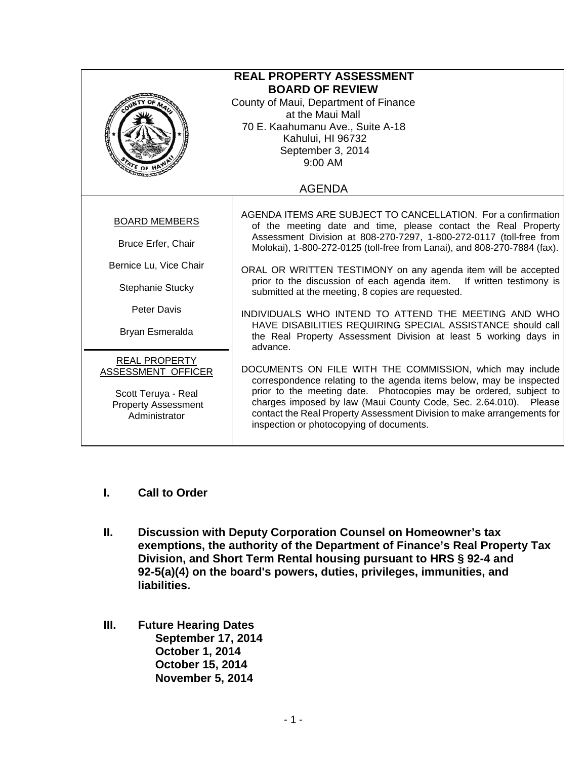# REAL PROPERTY ASSESSMENT BOARD OF REVIEW

County of Maui, Department of Finance
at the Maui Mall
70 E. Kaahumanu Ave., Suite A-18
Kahului, HI 96732
September 3, 2014
9:00 AM

## AGENDA

**BOARD MEMBERS**

Bruce Erfer, Chair

Bernice Lu, Vice Chair

Stephanie Stucky

Peter Davis

Bryan Esmeralda

**REAL PROPERTY ASSESSMENT OFFICER**

Scott Teruya - Real Property Assessment Administrator

AGENDA ITEMS ARE SUBJECT TO CANCELLATION. For a confirmation of the meeting date and time, please contact the Real Property Assessment Division at 808-270-7297, 1-800-272-0117 (toll-free from Molokai), 1-800-272-0125 (toll-free from Lanai), and 808-270-7884 (fax).

ORAL OR WRITTEN TESTIMONY on any agenda item will be accepted prior to the discussion of each agenda item. If written testimony is submitted at the meeting, 8 copies are requested.

INDIVIDUALS WHO INTEND TO ATTEND THE MEETING AND WHO HAVE DISABILITIES REQUIRING SPECIAL ASSISTANCE should call the Real Property Assessment Division at least 5 working days in advance.

DOCUMENTS ON FILE WITH THE COMMISSION, which may include correspondence relating to the agenda items below, may be inspected prior to the meeting date. Photocopies may be ordered, subject to charges imposed by law (Maui County Code, Sec. 2.64.010). Please contact the Real Property Assessment Division to make arrangements for inspection or photocopying of documents.

**I. Call to Order**

**II. Discussion with Deputy Corporation Counsel on Homeowner's tax exemptions, the authority of the Department of Finance's Real Property Tax Division, and Short Term Rental housing pursuant to HRS § 92-4 and 92-5(a)(4) on the board's powers, duties, privileges, immunities, and liabilities.**

**III. Future Hearing Dates**
- **September 17, 2014**
- **October 1, 2014**
- **October 15, 2014**
- **November 5, 2014**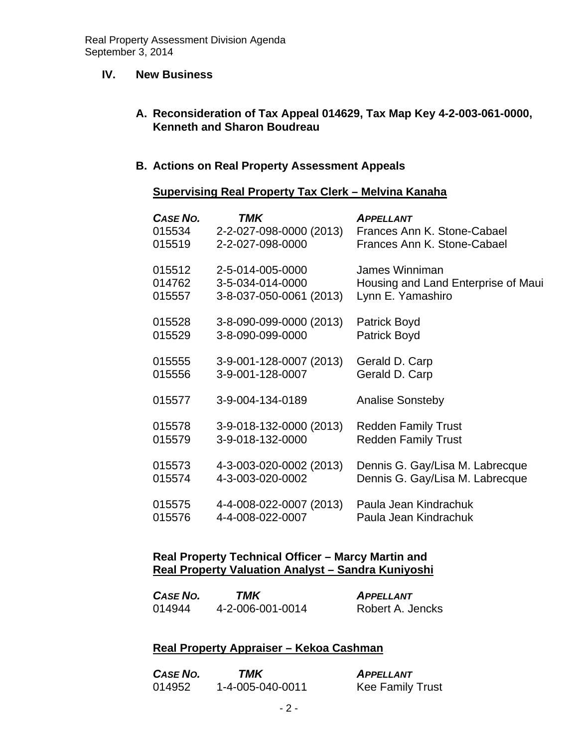## IV. New Business

### A. Reconsideration of Tax Appeal 014629, Tax Map Key 4-2-003-061-0000, Kenneth and Sharon Boudreau

### B. Actions on Real Property Assessment Appeals

**Supervising Real Property Tax Clerk – Melvina Kanaha**

| *CASE NO.* | *TMK* | *APPELLANT* |
|---|---|---|
| 015534 | 2-2-027-098-0000 (2013) | Frances Ann K. Stone-Cabael |
| 015519 | 2-2-027-098-0000 | Frances Ann K. Stone-Cabael |
| 015512 | 2-5-014-005-0000 | James Winniman |
| 014762 | 3-5-034-014-0000 | Housing and Land Enterprise of Maui |
| 015557 | 3-8-037-050-0061 (2013) | Lynn E. Yamashiro |
| 015528 | 3-8-090-099-0000 (2013) | Patrick Boyd |
| 015529 | 3-8-090-099-0000 | Patrick Boyd |
| 015555 | 3-9-001-128-0007 (2013) | Gerald D. Carp |
| 015556 | 3-9-001-128-0007 | Gerald D. Carp |
| 015577 | 3-9-004-134-0189 | Analise Sonsteby |
| 015578 | 3-9-018-132-0000 (2013) | Redden Family Trust |
| 015579 | 3-9-018-132-0000 | Redden Family Trust |
| 015573 | 4-3-003-020-0002 (2013) | Dennis G. Gay/Lisa M. Labrecque |
| 015574 | 4-3-003-020-0002 | Dennis G. Gay/Lisa M. Labrecque |
| 015575 | 4-4-008-022-0007 (2013) | Paula Jean Kindrachuk |
| 015576 | 4-4-008-022-0007 | Paula Jean Kindrachuk |

**Real Property Technical Officer – Marcy Martin and**
**Real Property Valuation Analyst – Sandra Kuniyoshi**

| *CASE NO.* | *TMK* | *APPELLANT* |
|---|---|---|
| 014944 | 4-2-006-001-0014 | Robert A. Jencks |

**Real Property Appraiser – Kekoa Cashman**

| *CASE NO.* | *TMK* | *APPELLANT* |
|---|---|---|
| 014952 | 1-4-005-040-0011 | Kee Family Trust |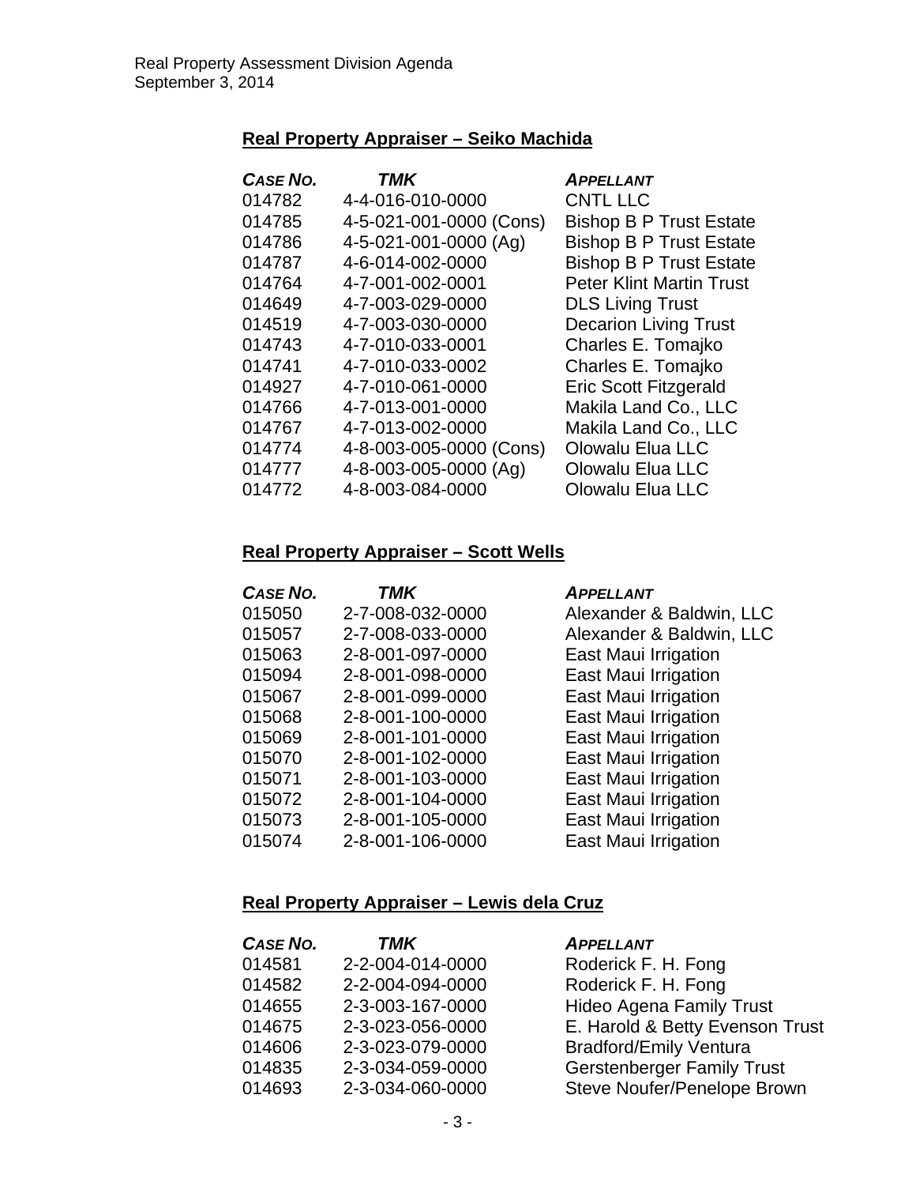**Real Property Appraiser – Seiko Machida**

| *CASE NO.* | *TMK* | *APPELLANT* |
|---|---|---|
| 014782 | 4-4-016-010-0000 | CNTL LLC |
| 014785 | 4-5-021-001-0000 (Cons) | Bishop B P Trust Estate |
| 014786 | 4-5-021-001-0000 (Ag) | Bishop B P Trust Estate |
| 014787 | 4-6-014-002-0000 | Bishop B P Trust Estate |
| 014764 | 4-7-001-002-0001 | Peter Klint Martin Trust |
| 014649 | 4-7-003-029-0000 | DLS Living Trust |
| 014519 | 4-7-003-030-0000 | Decarion Living Trust |
| 014743 | 4-7-010-033-0001 | Charles E. Tomajko |
| 014741 | 4-7-010-033-0002 | Charles E. Tomajko |
| 014927 | 4-7-010-061-0000 | Eric Scott Fitzgerald |
| 014766 | 4-7-013-001-0000 | Makila Land Co., LLC |
| 014767 | 4-7-013-002-0000 | Makila Land Co., LLC |
| 014774 | 4-8-003-005-0000 (Cons) | Olowalu Elua LLC |
| 014777 | 4-8-003-005-0000 (Ag) | Olowalu Elua LLC |
| 014772 | 4-8-003-084-0000 | Olowalu Elua LLC |

**Real Property Appraiser – Scott Wells**

| *CASE NO.* | *TMK* | *APPELLANT* |
|---|---|---|
| 015050 | 2-7-008-032-0000 | Alexander & Baldwin, LLC |
| 015057 | 2-7-008-033-0000 | Alexander & Baldwin, LLC |
| 015063 | 2-8-001-097-0000 | East Maui Irrigation |
| 015094 | 2-8-001-098-0000 | East Maui Irrigation |
| 015067 | 2-8-001-099-0000 | East Maui Irrigation |
| 015068 | 2-8-001-100-0000 | East Maui Irrigation |
| 015069 | 2-8-001-101-0000 | East Maui Irrigation |
| 015070 | 2-8-001-102-0000 | East Maui Irrigation |
| 015071 | 2-8-001-103-0000 | East Maui Irrigation |
| 015072 | 2-8-001-104-0000 | East Maui Irrigation |
| 015073 | 2-8-001-105-0000 | East Maui Irrigation |
| 015074 | 2-8-001-106-0000 | East Maui Irrigation |

**Real Property Appraiser – Lewis dela Cruz**

| *CASE NO.* | *TMK* | *APPELLANT* |
|---|---|---|
| 014581 | 2-2-004-014-0000 | Roderick F. H. Fong |
| 014582 | 2-2-004-094-0000 | Roderick F. H. Fong |
| 014655 | 2-3-003-167-0000 | Hideo Agena Family Trust |
| 014675 | 2-3-023-056-0000 | E. Harold & Betty Evenson Trust |
| 014606 | 2-3-023-079-0000 | Bradford/Emily Ventura |
| 014835 | 2-3-034-059-0000 | Gerstenberger Family Trust |
| 014693 | 2-3-034-060-0000 | Steve Noufer/Penelope Brown |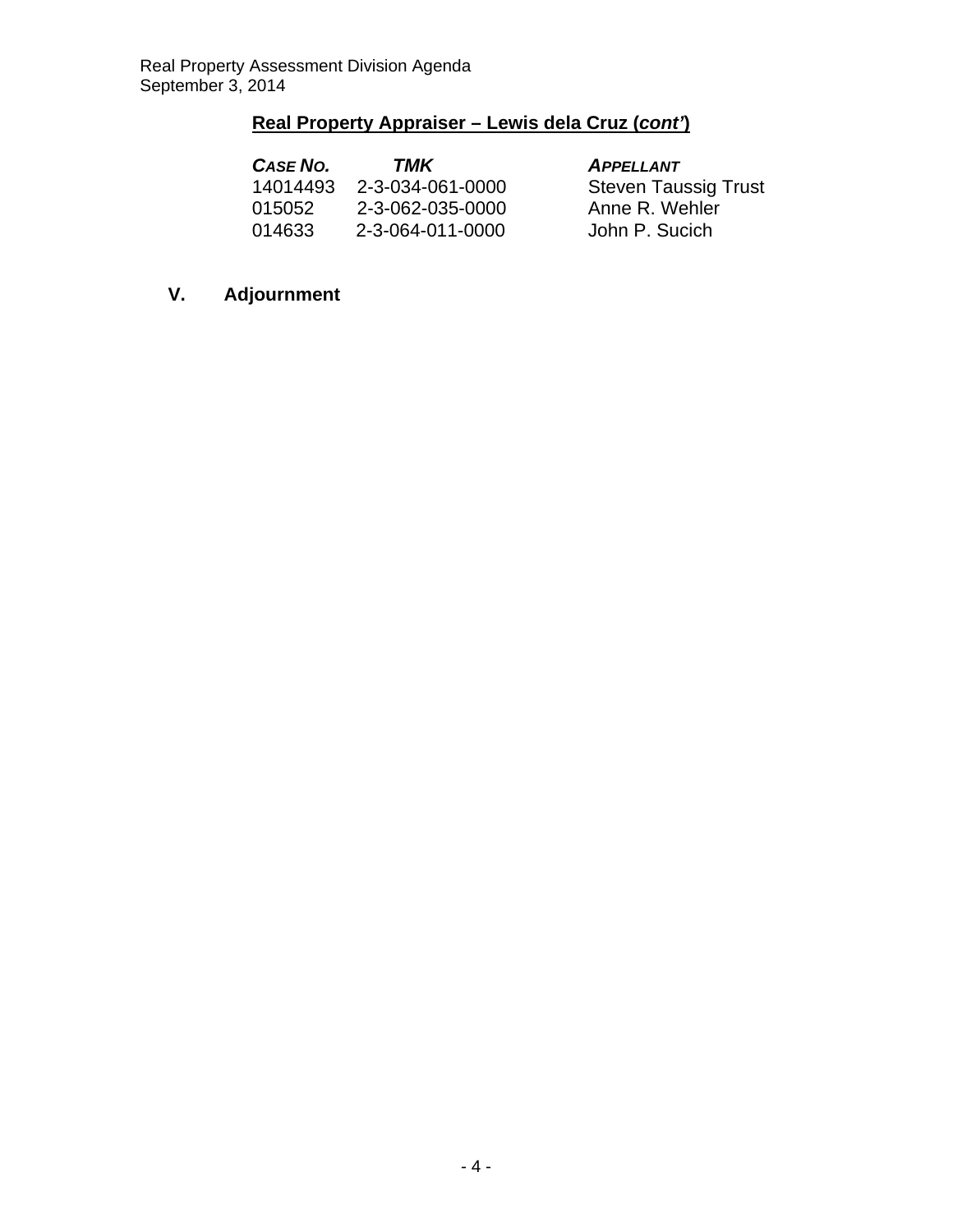**Real Property Appraiser – Lewis dela Cruz (*cont'*)**

| ***CASE NO.*** | ***TMK*** | ***APPELLANT*** |
|---|---|---|
| 14014493 | 2-3-034-061-0000 | Steven Taussig Trust |
| 015052 | 2-3-062-035-0000 | Anne R. Wehler |
| 014633 | 2-3-064-011-0000 | John P. Sucich |

## V. Adjournment